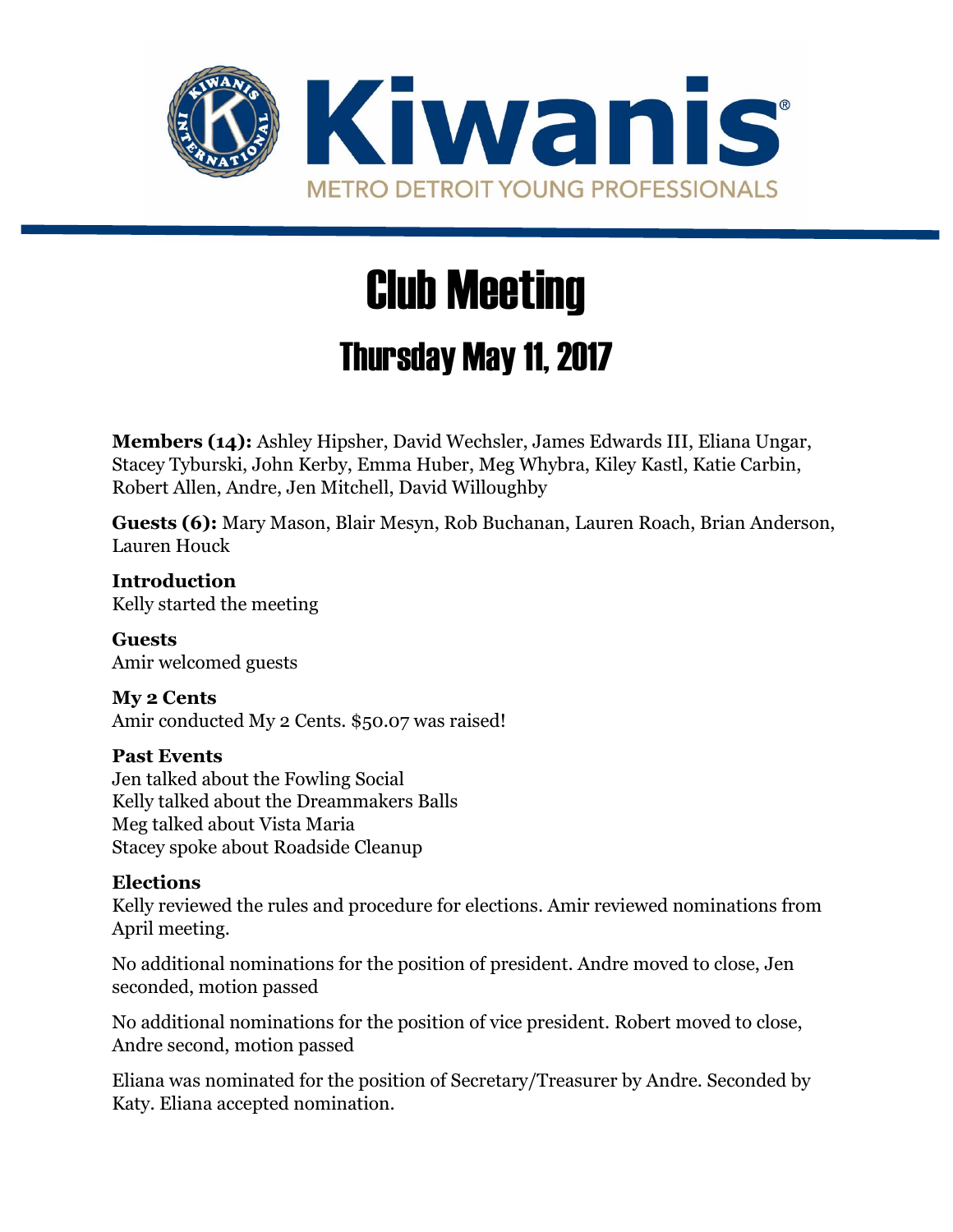Kiwanis

METRO DETROIT YOUNG PROFESSIONALS

# Club Meeting

## Thursday May 11, 2017

**Members (14):** Ashley Hipsher, David Wechsler, James Edwards III, Eliana Ungar, Stacey Tyburski, John Kerby, Emma Huber, Meg Whybra, Kiley Kastl, Katie Carbin, Robert Allen, Andre, Jen Mitchell, David Willoughby

**Guests (6):** Mary Mason, Blair Mesyn, Rob Buchanan, Lauren Roach, Brian Anderson, Lauren Houck

**Introduction**
Kelly started the meeting

**Guests**
Amir welcomed guests

**My 2 Cents**
Amir conducted My 2 Cents. $50.07 was raised!

**Past Events**
Jen talked about the Fowling Social
Kelly talked about the Dreammakers Balls
Meg talked about Vista Maria
Stacey spoke about Roadside Cleanup

**Elections**
Kelly reviewed the rules and procedure for elections. Amir reviewed nominations from April meeting.

No additional nominations for the position of president. Andre moved to close, Jen seconded, motion passed

No additional nominations for the position of vice president. Robert moved to close, Andre second, motion passed

Eliana was nominated for the position of Secretary/Treasurer by Andre. Seconded by Katy. Eliana accepted nomination.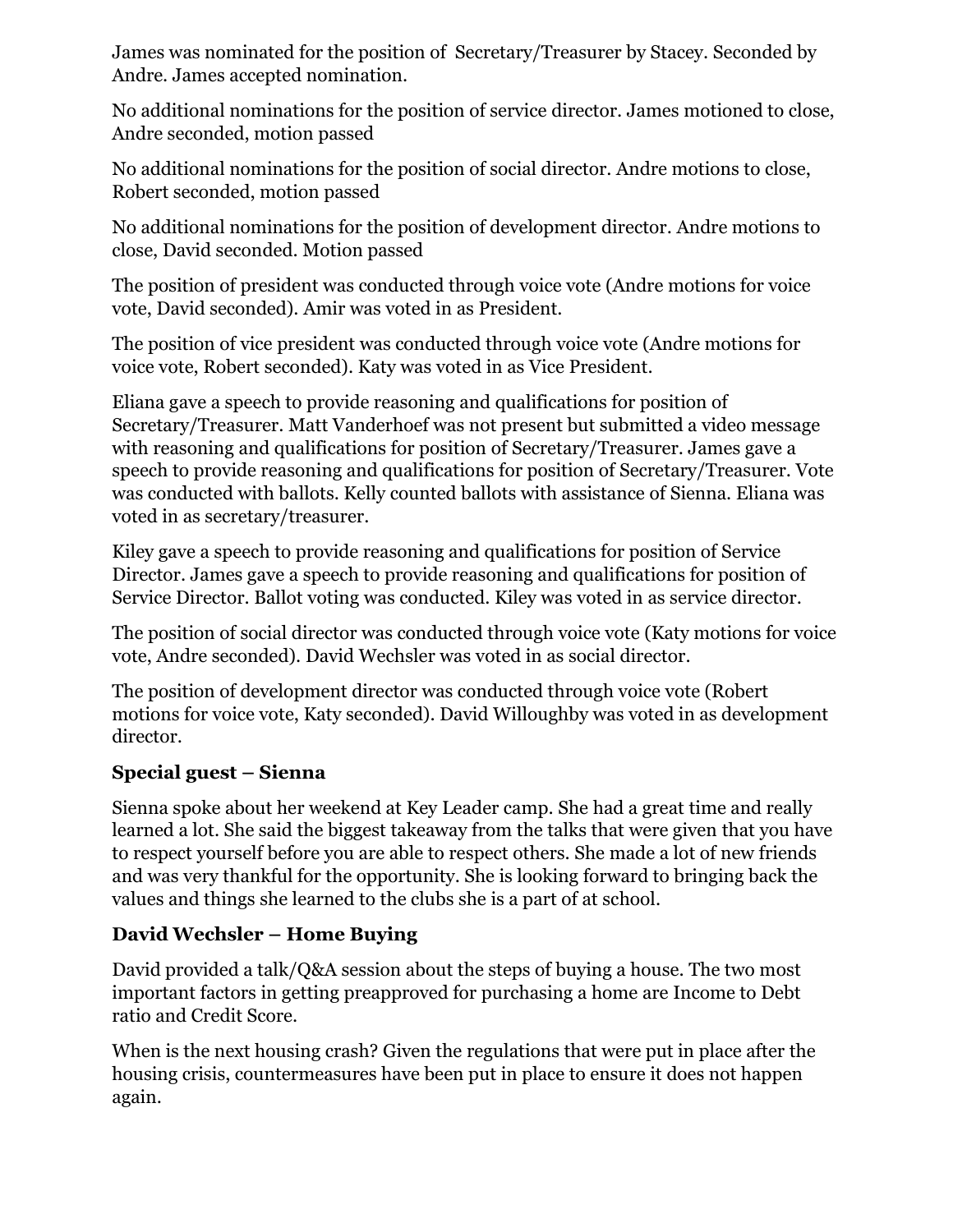James was nominated for the position of  Secretary/Treasurer by Stacey. Seconded by Andre. James accepted nomination.

No additional nominations for the position of service director. James motioned to close, Andre seconded, motion passed

No additional nominations for the position of social director. Andre motions to close, Robert seconded, motion passed

No additional nominations for the position of development director. Andre motions to close, David seconded. Motion passed

The position of president was conducted through voice vote (Andre motions for voice vote, David seconded). Amir was voted in as President.

The position of vice president was conducted through voice vote (Andre motions for voice vote, Robert seconded). Katy was voted in as Vice President.

Eliana gave a speech to provide reasoning and qualifications for position of Secretary/Treasurer. Matt Vanderhoef was not present but submitted a video message with reasoning and qualifications for position of Secretary/Treasurer. James gave a speech to provide reasoning and qualifications for position of Secretary/Treasurer. Vote was conducted with ballots. Kelly counted ballots with assistance of Sienna. Eliana was voted in as secretary/treasurer.

Kiley gave a speech to provide reasoning and qualifications for position of Service Director. James gave a speech to provide reasoning and qualifications for position of Service Director. Ballot voting was conducted. Kiley was voted in as service director.

The position of social director was conducted through voice vote (Katy motions for voice vote, Andre seconded). David Wechsler was voted in as social director.

The position of development director was conducted through voice vote (Robert motions for voice vote, Katy seconded). David Willoughby was voted in as development director.

**Special guest – Sienna**

Sienna spoke about her weekend at Key Leader camp. She had a great time and really learned a lot. She said the biggest takeaway from the talks that were given that you have to respect yourself before you are able to respect others. She made a lot of new friends and was very thankful for the opportunity. She is looking forward to bringing back the values and things she learned to the clubs she is a part of at school.

**David Wechsler – Home Buying**

David provided a talk/Q&A session about the steps of buying a house. The two most important factors in getting preapproved for purchasing a home are Income to Debt ratio and Credit Score.

When is the next housing crash? Given the regulations that were put in place after the housing crisis, countermeasures have been put in place to ensure it does not happen again.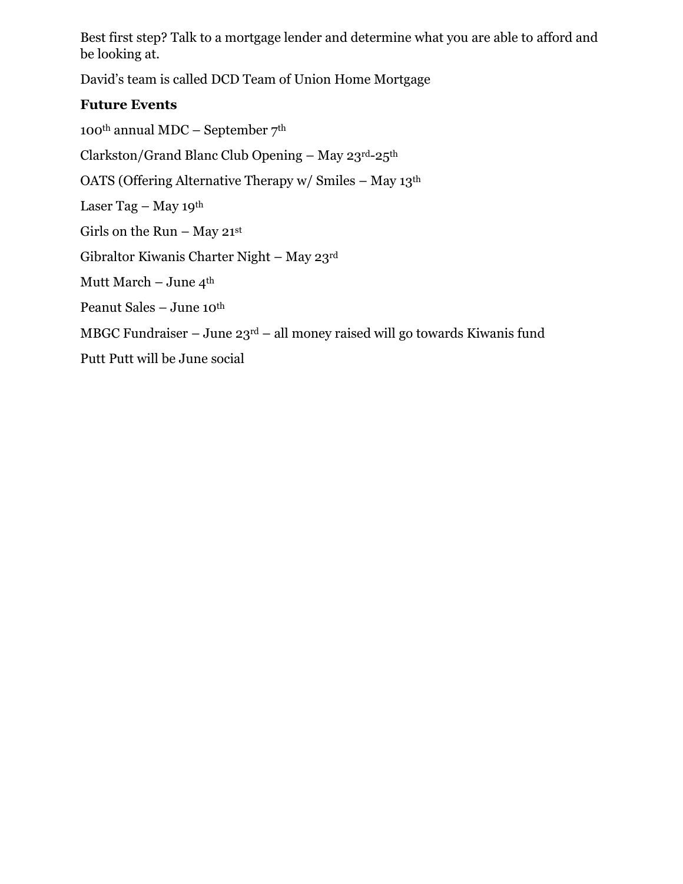Best first step? Talk to a mortgage lender and determine what you are able to afford and be looking at.

David's team is called DCD Team of Union Home Mortgage

**Future Events**

100th annual MDC – September 7th

Clarkston/Grand Blanc Club Opening – May 23rd-25th

OATS (Offering Alternative Therapy w/ Smiles – May 13th

Laser Tag – May 19th

Girls on the Run – May 21st

Gibraltor Kiwanis Charter Night – May 23rd

Mutt March – June 4th

Peanut Sales – June 10th

MBGC Fundraiser – June 23rd – all money raised will go towards Kiwanis fund

Putt Putt will be June social